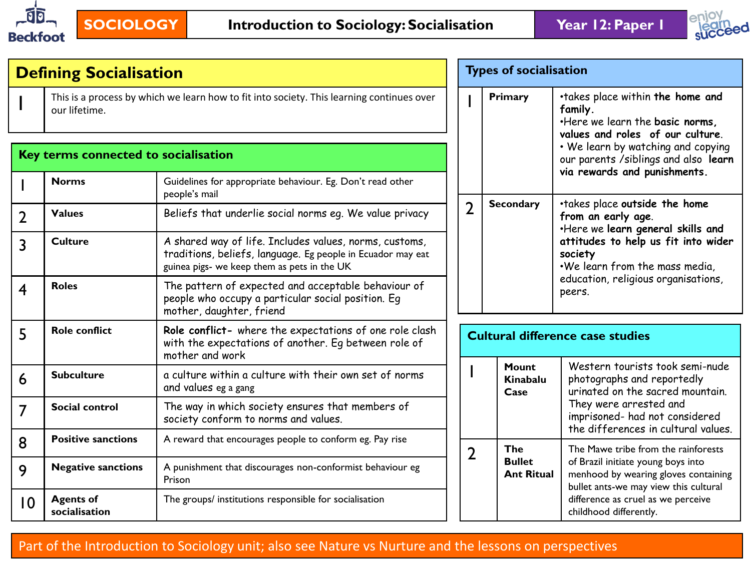# SOCIOLOGY | Introduction to Sociology: Socialisation | Year 12: Paper 1

## Defining Socialisation

| | |
|---|---|
| 1 | This is a process by which we learn how to fit into society. This learning continues over our lifetime. |

## Key terms connected to socialisation

| | | |
|---|---|---|
| 1 | **Norms** | Guidelines for appropriate behaviour. Eg. Don't read other people's mail |
| 2 | **Values** | Beliefs that underlie social norms eg. We value privacy |
| 3 | **Culture** | A shared way of life. Includes values, norms, customs, traditions, beliefs, language. Eg people in Ecuador may eat guinea pigs- we keep them as pets in the UK |
| 4 | **Roles** | The pattern of expected and acceptable behaviour of people who occupy a particular social position. Eg mother, daughter, friend |
| 5 | **Role conflict** | **Role conflict-** where the expectations of one role clash with the expectations of another. Eg between role of mother and work |
| 6 | **Subculture** | a culture within a culture with their own set of norms and values eg a gang |
| 7 | **Social control** | The way in which society ensures that members of society conform to norms and values. |
| 8 | **Positive sanctions** | A reward that encourages people to conform eg. Pay rise |
| 9 | **Negative sanctions** | A punishment that discourages non-conformist behaviour eg Prison |
| 10 | **Agents of socialisation** | The groups/ institutions responsible for socialisation |

## Types of socialisation

| | | |
|---|---|---|
| 1 | **Primary** | •takes place within **the home and family**.<br>•Here we learn the **basic norms, values and roles of our culture**.<br>• We learn by watching and copying our parents /siblings and also **learn via rewards and punishments.** |
| 2 | **Secondary** | •takes place **outside the home from an early age**.<br>•Here we **learn general skills and attitudes to help us fit into wider society**<br>•We learn from the mass media, education, religious organisations, peers. |

## Cultural difference case studies

| | | |
|---|---|---|
| 1 | **Mount Kinabalu Case** | Western tourists took semi-nude photographs and reportedly urinated on the sacred mountain. They were arrested and imprisoned- had not considered the differences in cultural values. |
| 2 | **The Bullet Ant Ritual** | The Mawe tribe from the rainforests of Brazil initiate young boys into menhood by wearing gloves containing bullet ants-we may view this cultural difference as cruel as we perceive childhood differently. |

Part of the Introduction to Sociology unit; also see Nature vs Nurture and the lessons on perspectives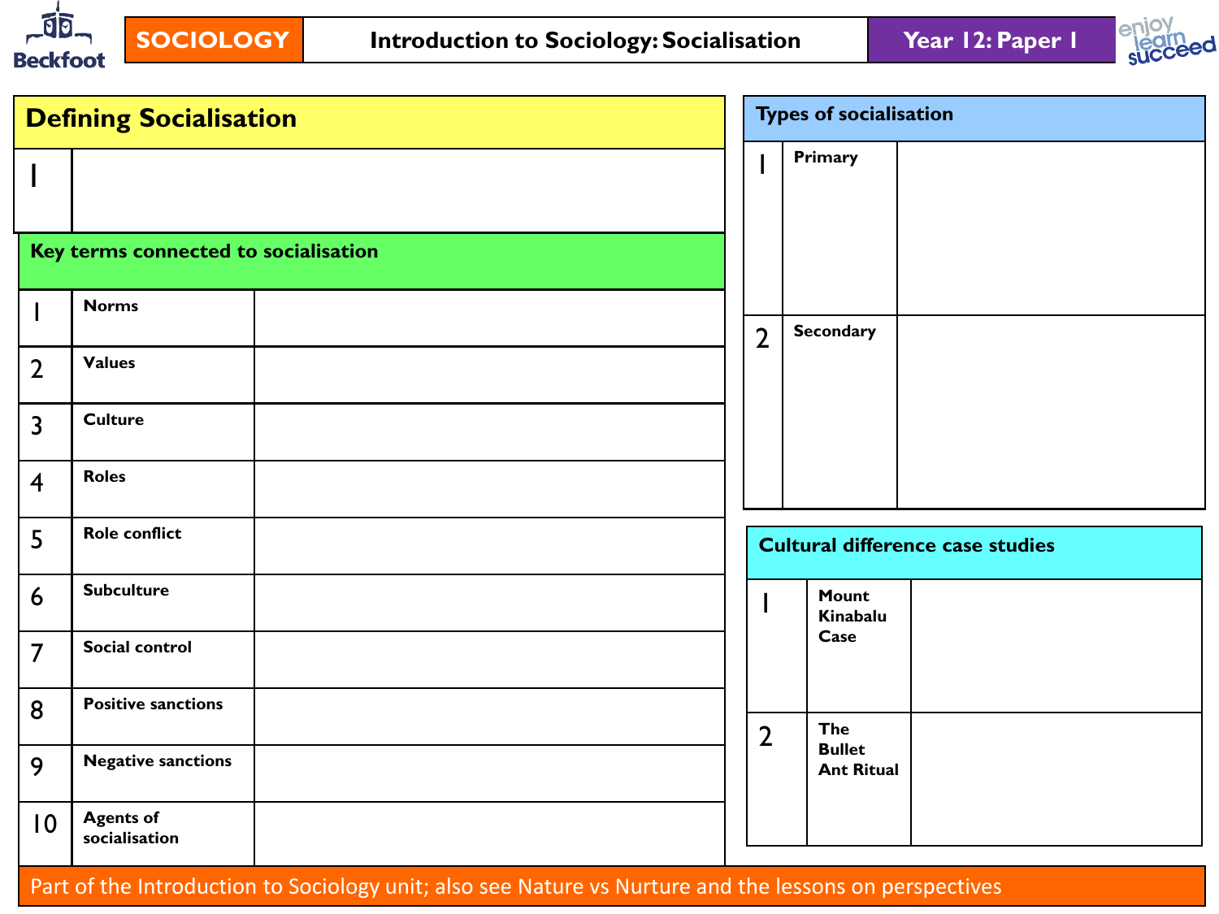SOCIOLOGY | Introduction to Sociology: Socialisation | Year 12: Paper 1

## Defining Socialisation

| 1 | |
|---|---|

### Key terms connected to socialisation

| | | |
|---|---|---|
| 1 | Norms | |
| 2 | Values | |
| 3 | Culture | |
| 4 | Roles | |
| 5 | Role conflict | |
| 6 | Subculture | |
| 7 | Social control | |
| 8 | Positive sanctions | |
| 9 | Negative sanctions | |
| 10 | Agents of socialisation | |

### Types of socialisation

| | | |
|---|---|---|
| 1 | Primary | |
| 2 | Secondary | |

### Cultural difference case studies

| | | |
|---|---|---|
| 1 | Mount Kinabalu Case | |
| 2 | The Bullet Ant Ritual | |

Part of the Introduction to Sociology unit; also see Nature vs Nurture and the lessons on perspectives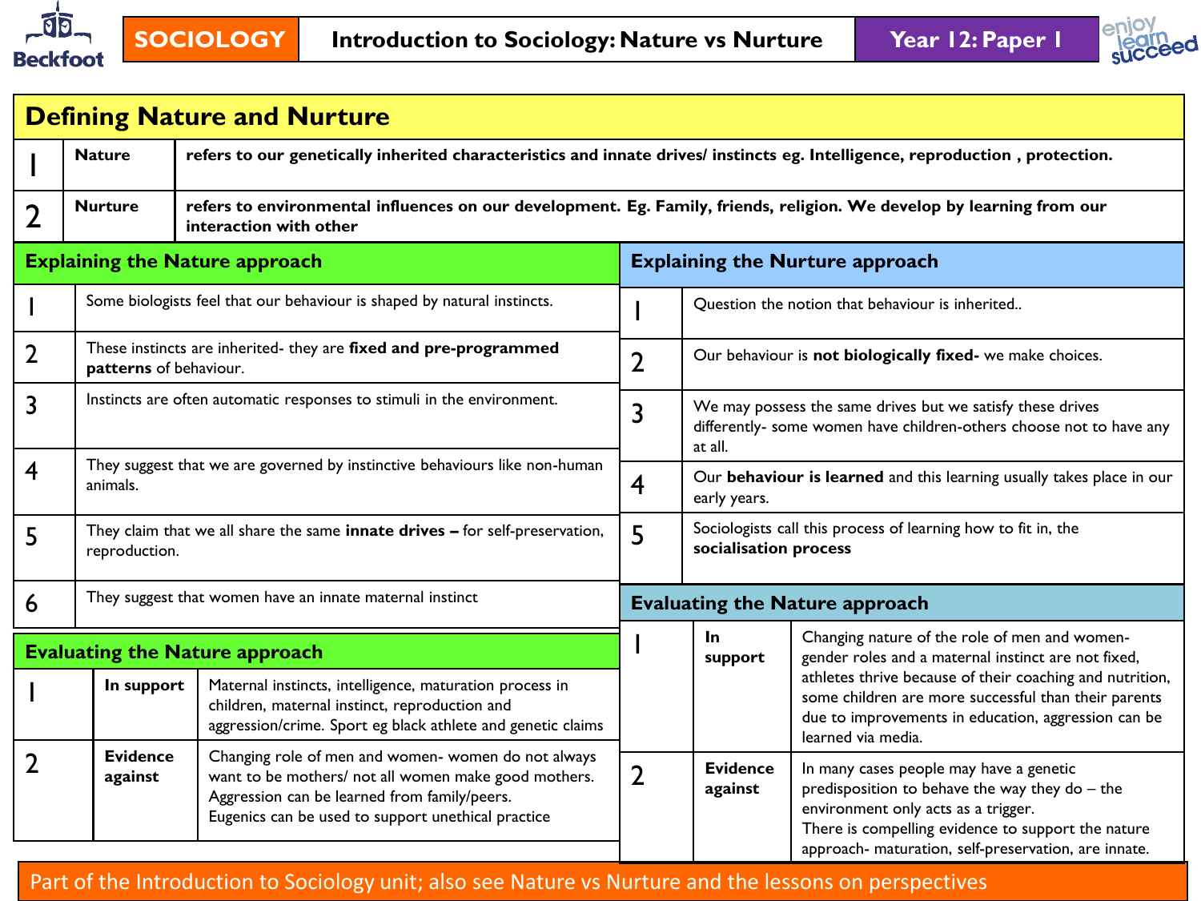**SOCIOLOGY** | **Introduction to Sociology: Nature vs Nurture** | **Year 12: Paper 1**

## Defining Nature and Nurture

| | | |
|---|---|---|
| 1 | **Nature** | **refers to our genetically inherited characteristics and innate drives/ instincts eg. Intelligence, reproduction , protection.** |
| 2 | **Nurture** | **refers to environmental influences on our development. Eg. Family, friends, religion. We develop by learning from our interaction with other** |

## Explaining the Nature approach

| | |
|---|---|
| 1 | Some biologists feel that our behaviour is shaped by natural instincts. |
| 2 | These instincts are inherited- they are **fixed and pre-programmed patterns** of behaviour. |
| 3 | Instincts are often automatic responses to stimuli in the environment. |
| 4 | They suggest that we are governed by instinctive behaviours like non-human animals. |
| 5 | They claim that we all share the same **innate drives –** for self-preservation, reproduction. |
| 6 | They suggest that women have an innate maternal instinct |

## Evaluating the Nature approach

| | | |
|---|---|---|
| 1 | **In support** | Maternal instincts, intelligence, maturation process in children, maternal instinct, reproduction and aggression/crime. Sport eg black athlete and genetic claims |
| 2 | **Evidence against** | Changing role of men and women- women do not always want to be mothers/ not all women make good mothers. Aggression can be learned from family/peers. Eugenics can be used to support unethical practice |

## Explaining the Nurture approach

| | |
|---|---|
| 1 | Question the notion that behaviour is inherited.. |
| 2 | Our behaviour is **not biologically fixed-** we make choices. |
| 3 | We may possess the same drives but we satisfy these drives differently- some women have children-others choose not to have any at all. |
| 4 | Our **behaviour is learned** and this learning usually takes place in our early years. |
| 5 | Sociologists call this process of learning how to fit in, the **socialisation process** |

## Evaluating the Nature approach

| | | |
|---|---|---|
| 1 | **In support** | Changing nature of the role of men and women- gender roles and a maternal instinct are not fixed, athletes thrive because of their coaching and nutrition, some children are more successful than their parents due to improvements in education, aggression can be learned via media. |
| 2 | **Evidence against** | In many cases people may have a genetic predisposition to behave the way they do – the environment only acts as a trigger. There is compelling evidence to support the nature approach- maturation, self-preservation, are innate. |

Part of the Introduction to Sociology unit; also see Nature vs Nurture and the lessons on perspectives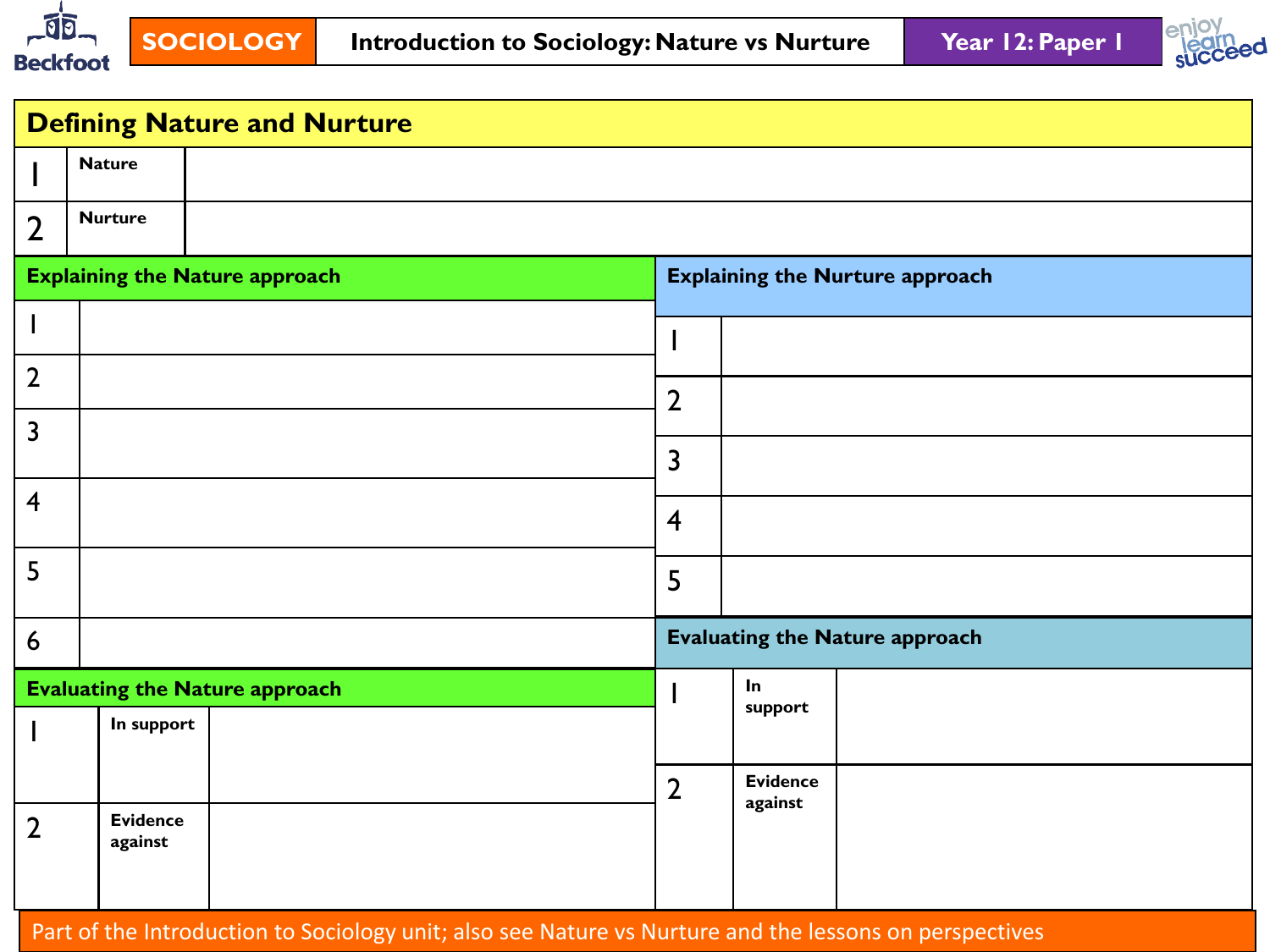**SOCIOLOGY** | **Introduction to Sociology: Nature vs Nurture** | **Year 12: Paper 1**

## Defining Nature and Nurture

| | | |
|---|---|---|
| 1 | **Nature** | |
| 2 | **Nurture** | |

### Explaining the Nature approach

| | |
|---|---|
| 1 | |
| 2 | |
| 3 | |
| 4 | |
| 5 | |
| 6 | |

### Evaluating the Nature approach

| | | |
|---|---|---|
| 1 | **In support** | |
| 2 | **Evidence against** | |

### Explaining the Nurture approach

| | |
|---|---|
| 1 | |
| 2 | |
| 3 | |
| 4 | |
| 5 | |

### Evaluating the Nature approach

| | | |
|---|---|---|
| 1 | **In support** | |
| 2 | **Evidence against** | |

Part of the Introduction to Sociology unit; also see Nature vs Nurture and the lessons on perspectives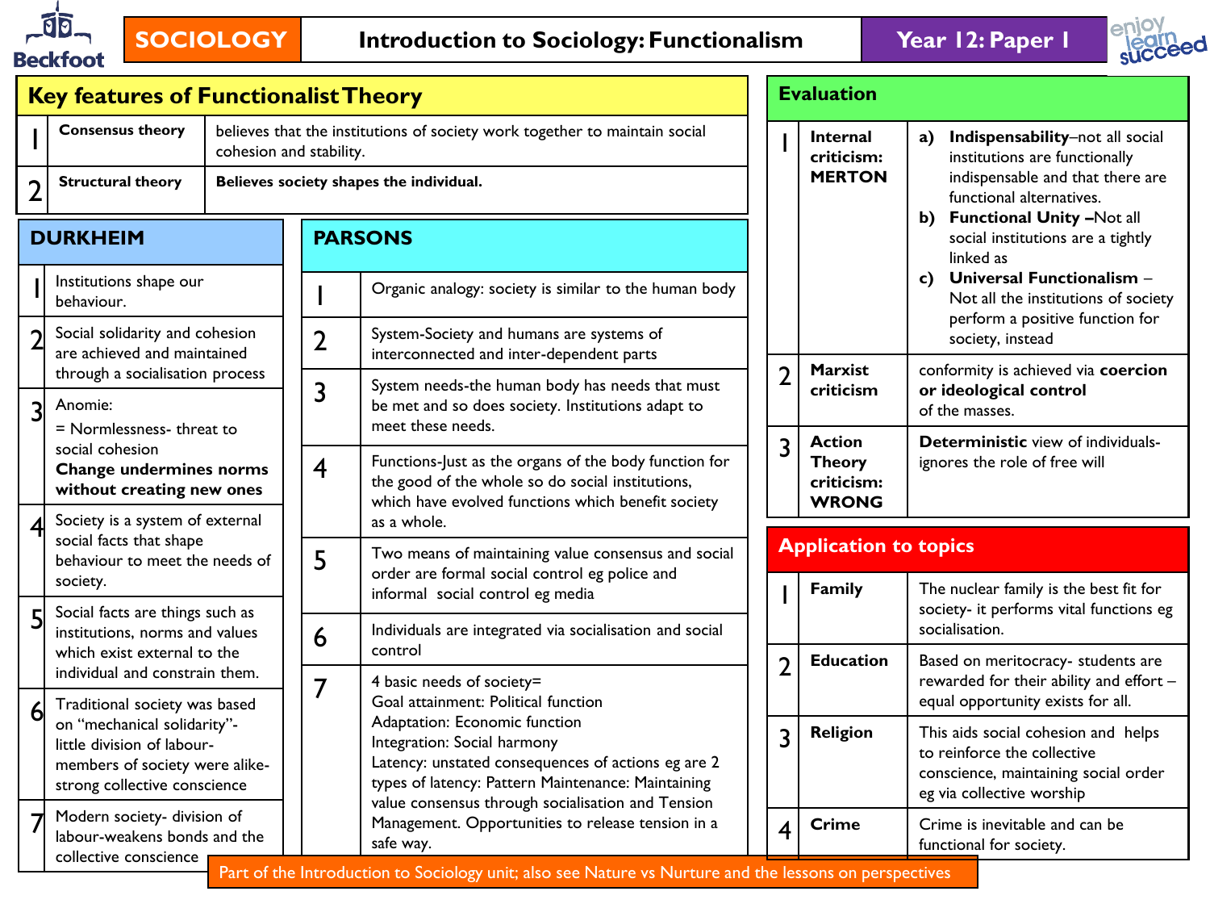# SOCIOLOGY — Introduction to Sociology: Functionalism — Year 12: Paper 1

## Key features of Functionalist Theory

| | | |
|---|---|---|
| 1 | **Consensus theory** | believes that the institutions of society work together to maintain social cohesion and stability. |
| 2 | **Structural theory** | **Believes society shapes the individual.** |

## DURKHEIM

| | |
|---|---|
| 1 | Institutions shape our behaviour. |
| 2 | Social solidarity and cohesion are achieved and maintained through a socialisation process |
| 3 | Anomie:<br>= Normlessness- threat to social cohesion<br>**Change undermines norms without creating new ones** |
| 4 | Society is a system of external social facts that shape behaviour to meet the needs of society. |
| 5 | Social facts are things such as institutions, norms and values which exist external to the individual and constrain them. |
| 6 | Traditional society was based on "mechanical solidarity"- little division of labour- members of society were alike- strong collective conscience |
| 7 | Modern society- division of labour-weakens bonds and the collective conscience |

## PARSONS

| | |
|---|---|
| 1 | Organic analogy: society is similar to the human body |
| 2 | System-Society and humans are systems of interconnected and inter-dependent parts |
| 3 | System needs-the human body has needs that must be met and so does society. Institutions adapt to meet these needs. |
| 4 | Functions-Just as the organs of the body function for the good of the whole so do social institutions, which have evolved functions which benefit society as a whole. |
| 5 | Two means of maintaining value consensus and social order are formal social control eg police and informal social control eg media |
| 6 | Individuals are integrated via socialisation and social control |
| 7 | 4 basic needs of society=<br>Goal attainment: Political function<br>Adaptation: Economic function<br>Integration: Social harmony<br>Latency: unstated consequences of actions eg are 2 types of latency: Pattern Maintenance: Maintaining value consensus through socialisation and Tension Management. Opportunities to release tension in a safe way. |

## Evaluation

| | | |
|---|---|---|
| 1 | **Internal criticism: MERTON** | **a) Indispensability**–not all social institutions are functionally indispensable and that there are functional alternatives.<br>**b) Functional Unity –**Not all social institutions are a tightly linked as<br>**c) Universal Functionalism** – Not all the institutions of society perform a positive function for society, instead |
| 2 | **Marxist criticism** | conformity is achieved via **coercion or ideological control** of the masses. |
| 3 | **Action Theory criticism: WRONG** | **Deterministic** view of individuals- ignores the role of free will |

## Application to topics

| | | |
|---|---|---|
| 1 | **Family** | The nuclear family is the best fit for society- it performs vital functions eg socialisation. |
| 2 | **Education** | Based on meritocracy- students are rewarded for their ability and effort – equal opportunity exists for all. |
| 3 | **Religion** | This aids social cohesion and helps to reinforce the collective conscience, maintaining social order eg via collective worship |
| 4 | **Crime** | Crime is inevitable and can be functional for society. |

Part of the Introduction to Sociology unit; also see Nature vs Nurture and the lessons on perspectives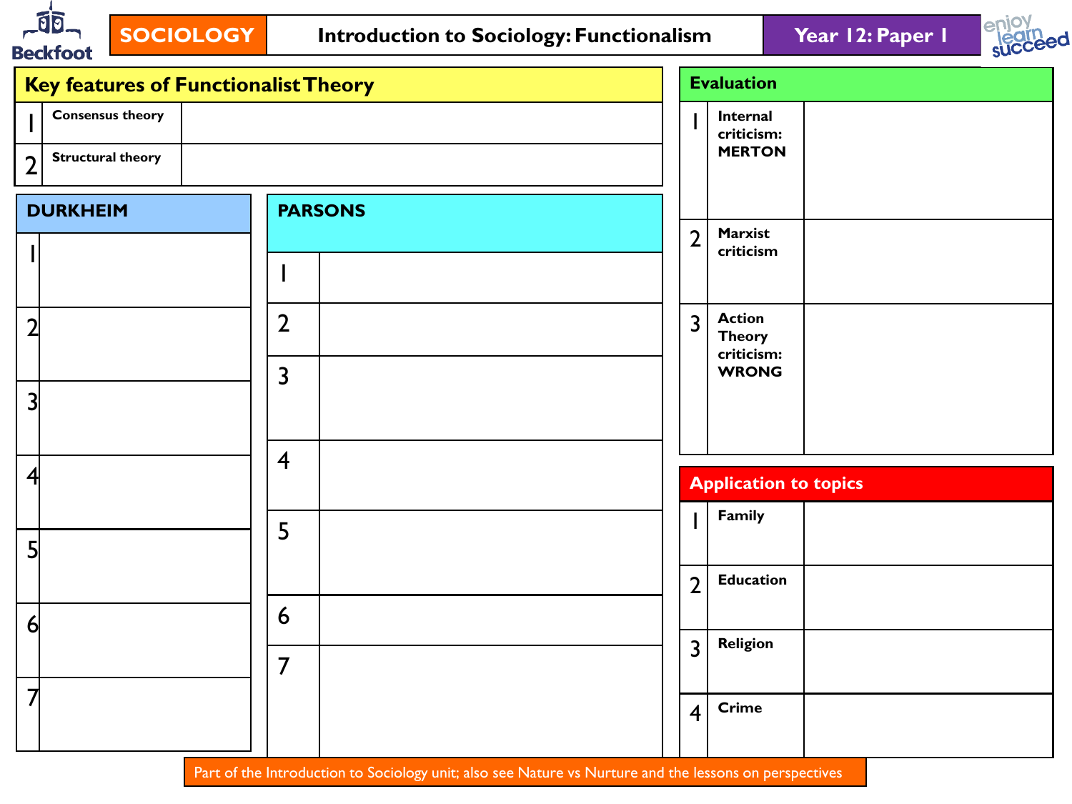SOCIOLOGY | Introduction to Sociology: Functionalism | Year 12: Paper 1

## Key features of Functionalist Theory

| | | |
|---|---|---|
| 1 | Consensus theory | |
| 2 | Structural theory | |

## DURKHEIM

| | |
|---|---|
| 1 | |
| 2 | |
| 3 | |
| 4 | |
| 5 | |
| 6 | |
| 7 | |

## PARSONS

| | |
|---|---|
| 1 | |
| 2 | |
| 3 | |
| 4 | |
| 5 | |
| 6 | |
| 7 | |

## Evaluation

| | | |
|---|---|---|
| 1 | Internal criticism: **MERTON** | |
| 2 | Marxist criticism | |
| 3 | Action Theory criticism: **WRONG** | |

## Application to topics

| | | |
|---|---|---|
| 1 | Family | |
| 2 | Education | |
| 3 | Religion | |
| 4 | Crime | |

Part of the Introduction to Sociology unit; also see Nature vs Nurture and the lessons on perspectives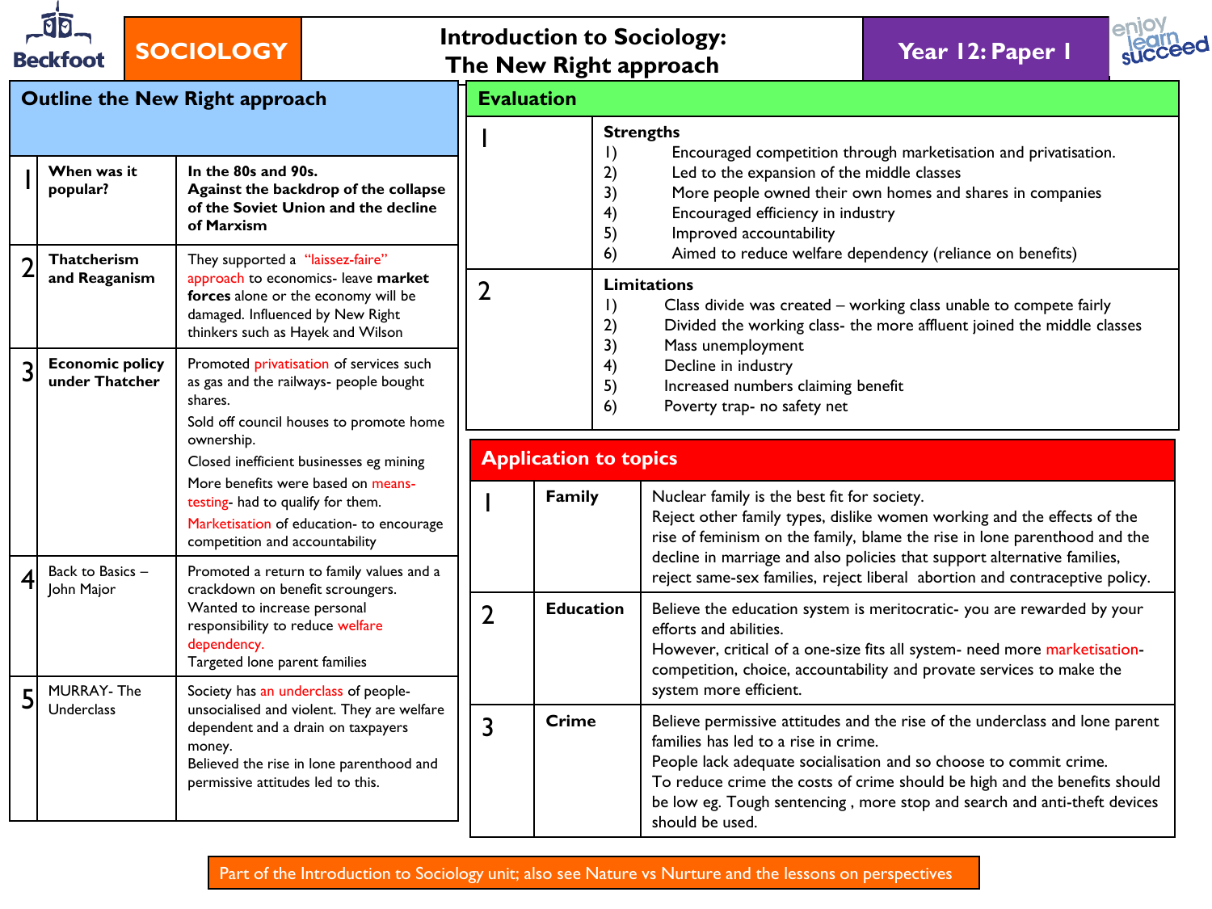# Introduction to Sociology: The New Right approach

**SOCIOLOGY** | **Year 12: Paper 1**

## Outline the New Right approach

| | | |
|---|---|---|
| 1 | **When was it popular?** | **In the 80s and 90s. Against the backdrop of the collapse of the Soviet Union and the decline of Marxism** |
| 2 | **Thatcherism and Reaganism** | They supported a "laissez-faire" approach to economics- leave **market forces** alone or the economy will be damaged. Influenced by New Right thinkers such as Hayek and Wilson |
| 3 | **Economic policy under Thatcher** | Promoted privatisation of services such as gas and the railways- people bought shares.<br>Sold off council houses to promote home ownership.<br>Closed inefficient businesses eg mining<br>More benefits were based on means-testing- had to qualify for them.<br>Marketisation of education- to encourage competition and accountability |
| 4 | Back to Basics – John Major | Promoted a return to family values and a crackdown on benefit scroungers. Wanted to increase personal responsibility to reduce welfare dependency.<br>Targeted lone parent families |
| 5 | MURRAY- The Underclass | Society has an underclass of people- unsocialised and violent. They are welfare dependent and a drain on taxpayers money.<br>Believed the rise in lone parenthood and permissive attitudes led to this. |

## Evaluation

| | |
|---|---|
| 1 | **Strengths**<br>1) Encouraged competition through marketisation and privatisation.<br>2) Led to the expansion of the middle classes<br>3) More people owned their own homes and shares in companies<br>4) Encouraged efficiency in industry<br>5) Improved accountability<br>6) Aimed to reduce welfare dependency (reliance on benefits) |
| 2 | **Limitations**<br>1) Class divide was created – working class unable to compete fairly<br>2) Divided the working class- the more affluent joined the middle classes<br>3) Mass unemployment<br>4) Decline in industry<br>5) Increased numbers claiming benefit<br>6) Poverty trap- no safety net |

## Application to topics

| | | |
|---|---|---|
| 1 | **Family** | Nuclear family is the best fit for society.<br>Reject other family types, dislike women working and the effects of the rise of feminism on the family, blame the rise in lone parenthood and the decline in marriage and also policies that support alternative families, reject same-sex families, reject liberal abortion and contraceptive policy. |
| 2 | **Education** | Believe the education system is meritocratic- you are rewarded by your efforts and abilities.<br>However, critical of a one-size fits all system- need more marketisation- competition, choice, accountability and provate services to make the system more efficient. |
| 3 | **Crime** | Believe permissive attitudes and the rise of the underclass and lone parent families has led to a rise in crime.<br>People lack adequate socialisation and so choose to commit crime.<br>To reduce crime the costs of crime should be high and the benefits should be low eg. Tough sentencing , more stop and search and anti-theft devices should be used. |

Part of the Introduction to Sociology unit; also see Nature vs Nurture and the lessons on perspectives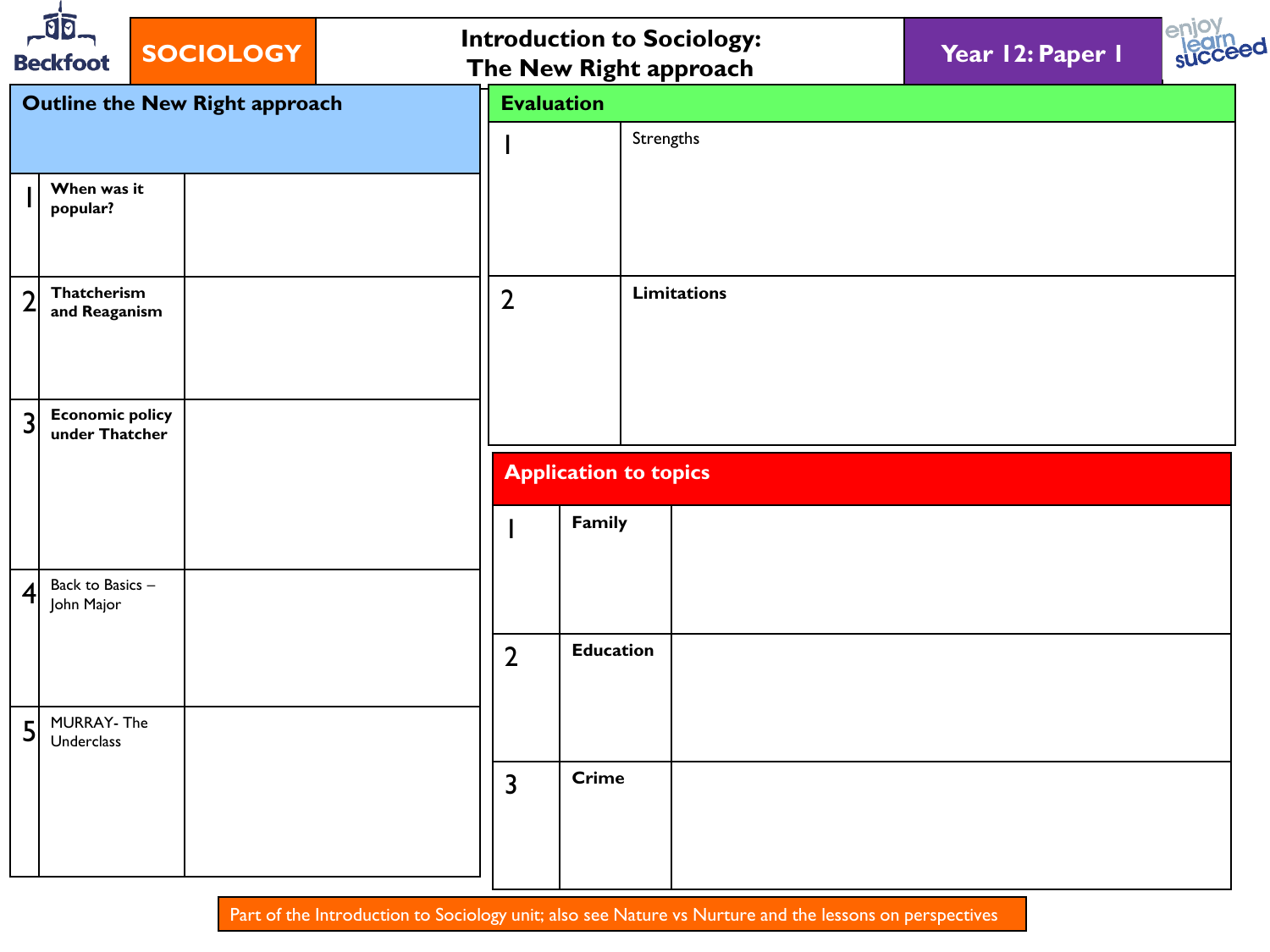Beckfoot | **SOCIOLOGY** | **Introduction to Sociology: The New Right approach** | **Year 12: Paper 1**

enjoy learn succeed

## Outline the New Right approach

| | | |
|---|---|---|
| 1 | **When was it popular?** | |
| 2 | **Thatcherism and Reaganism** | |
| 3 | **Economic policy under Thatcher** | |
| 4 | Back to Basics – John Major | |
| 5 | MURRAY- The Underclass | |

## Evaluation

| | | |
|---|---|---|
| 1 | Strengths | |
| 2 | **Limitations** | |

## Application to topics

| | | |
|---|---|---|
| 1 | **Family** | |
| 2 | **Education** | |
| 3 | **Crime** | |

Part of the Introduction to Sociology unit; also see Nature vs Nurture and the lessons on perspectives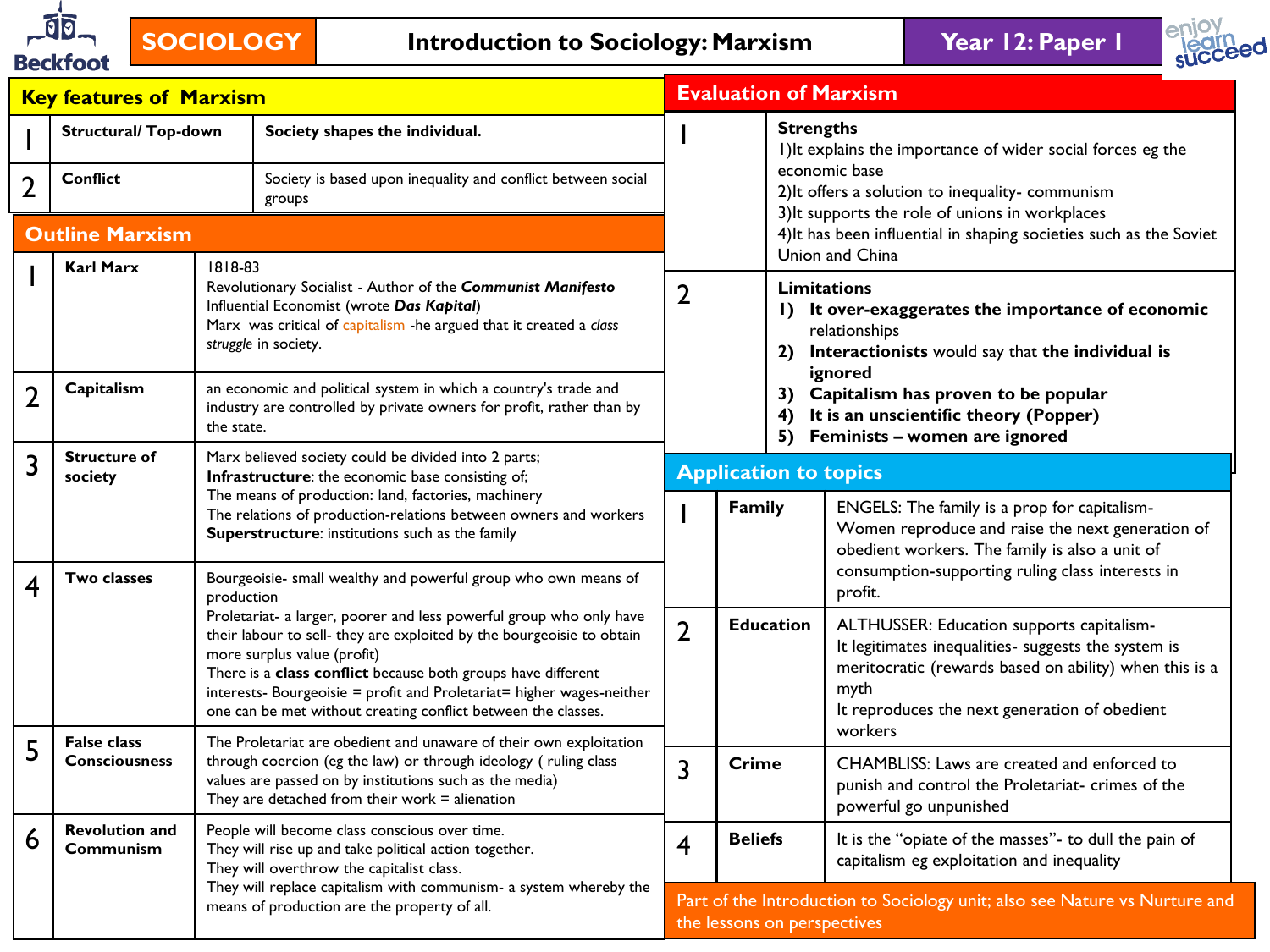# SOCIOLOGY — Introduction to Sociology: Marxism — Year 12: Paper 1

## Key features of Marxism

| | | |
|---|---|---|
| 1 | **Structural/ Top-down** | **Society shapes the individual.** |
| 2 | **Conflict** | Society is based upon inequality and conflict between social groups |

## Outline Marxism

| | | |
|---|---|---|
| 1 | **Karl Marx** | 1818-83<br>Revolutionary Socialist - Author of the ***Communist Manifesto***<br>Influential Economist (wrote ***Das Kapital***)<br>Marx was critical of capitalism -he argued that it created a *class struggle* in society. |
| 2 | **Capitalism** | an economic and political system in which a country's trade and industry are controlled by private owners for profit, rather than by the state. |
| 3 | **Structure of society** | Marx believed society could be divided into 2 parts;<br>**Infrastructure**: the economic base consisting of;<br>The means of production: land, factories, machinery<br>The relations of production-relations between owners and workers<br>**Superstructure**: institutions such as the family |
| 4 | **Two classes** | Bourgeoisie- small wealthy and powerful group who own means of production<br>Proletariat- a larger, poorer and less powerful group who only have their labour to sell- they are exploited by the bourgeoisie to obtain more surplus value (profit)<br>There is a **class conflict** because both groups have different interests- Bourgeoisie = profit and Proletariat= higher wages-neither one can be met without creating conflict between the classes. |
| 5 | **False class Consciousness** | The Proletariat are obedient and unaware of their own exploitation through coercion (eg the law) or through ideology ( ruling class values are passed on by institutions such as the media)<br>They are detached from their work = alienation |
| 6 | **Revolution and Communism** | People will become class conscious over time.<br>They will rise up and take political action together.<br>They will overthrow the capitalist class.<br>They will replace capitalism with communism- a system whereby the means of production are the property of all. |

## Evaluation of Marxism

| | |
|---|---|
| 1 | **Strengths**<br>1)It explains the importance of wider social forces eg the economic base<br>2)It offers a solution to inequality- communism<br>3)It supports the role of unions in workplaces<br>4)It has been influential in shaping societies such as the Soviet Union and China |
| 2 | **Limitations**<br>**1) It over-exaggerates the importance of economic** relationships<br>**2) Interactionists** would say that **the individual is ignored**<br>**3) Capitalism has proven to be popular**<br>**4) It is an unscientific theory (Popper)**<br>**5) Feminists – women are ignored** |

## Application to topics

| | | |
|---|---|---|
| 1 | **Family** | ENGELS: The family is a prop for capitalism- Women reproduce and raise the next generation of obedient workers. The family is also a unit of consumption-supporting ruling class interests in profit. |
| 2 | **Education** | ALTHUSSER: Education supports capitalism-<br>It legitimates inequalities- suggests the system is meritocratic (rewards based on ability) when this is a myth<br>It reproduces the next generation of obedient workers |
| 3 | **Crime** | CHAMBLISS: Laws are created and enforced to punish and control the Proletariat- crimes of the powerful go unpunished |
| 4 | **Beliefs** | It is the "opiate of the masses"- to dull the pain of capitalism eg exploitation and inequality |

Part of the Introduction to Sociology unit; also see Nature vs Nurture and the lessons on perspectives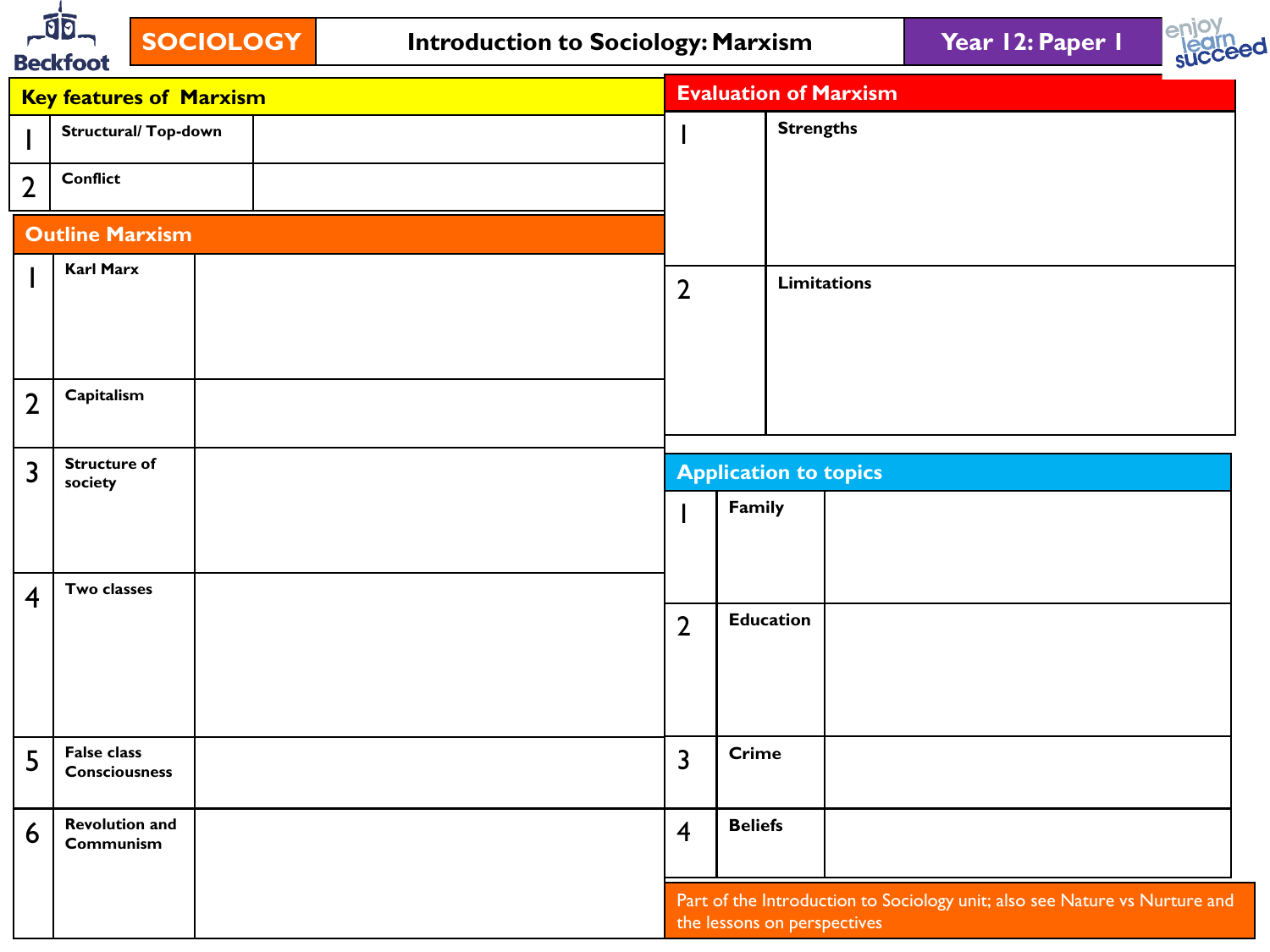# SOCIOLOGY | Introduction to Sociology: Marxism | Year 12: Paper 1

## Key features of Marxism

| | | |
|---|---|---|
| 1 | **Structural/ Top-down** | |
| 2 | **Conflict** | |

## Outline Marxism

| | | |
|---|---|---|
| 1 | **Karl Marx** | |
| 2 | **Capitalism** | |
| 3 | **Structure of society** | |
| 4 | **Two classes** | |
| 5 | **False class Consciousness** | |
| 6 | **Revolution and Communism** | |

## Evaluation of Marxism

| | |
|---|---|
| 1 | **Strengths** |
| 2 | **Limitations** |

## Application to topics

| | | |
|---|---|---|
| 1 | **Family** | |
| 2 | **Education** | |
| 3 | **Crime** | |
| 4 | **Beliefs** | |

Part of the Introduction to Sociology unit; also see Nature vs Nurture and the lessons on perspectives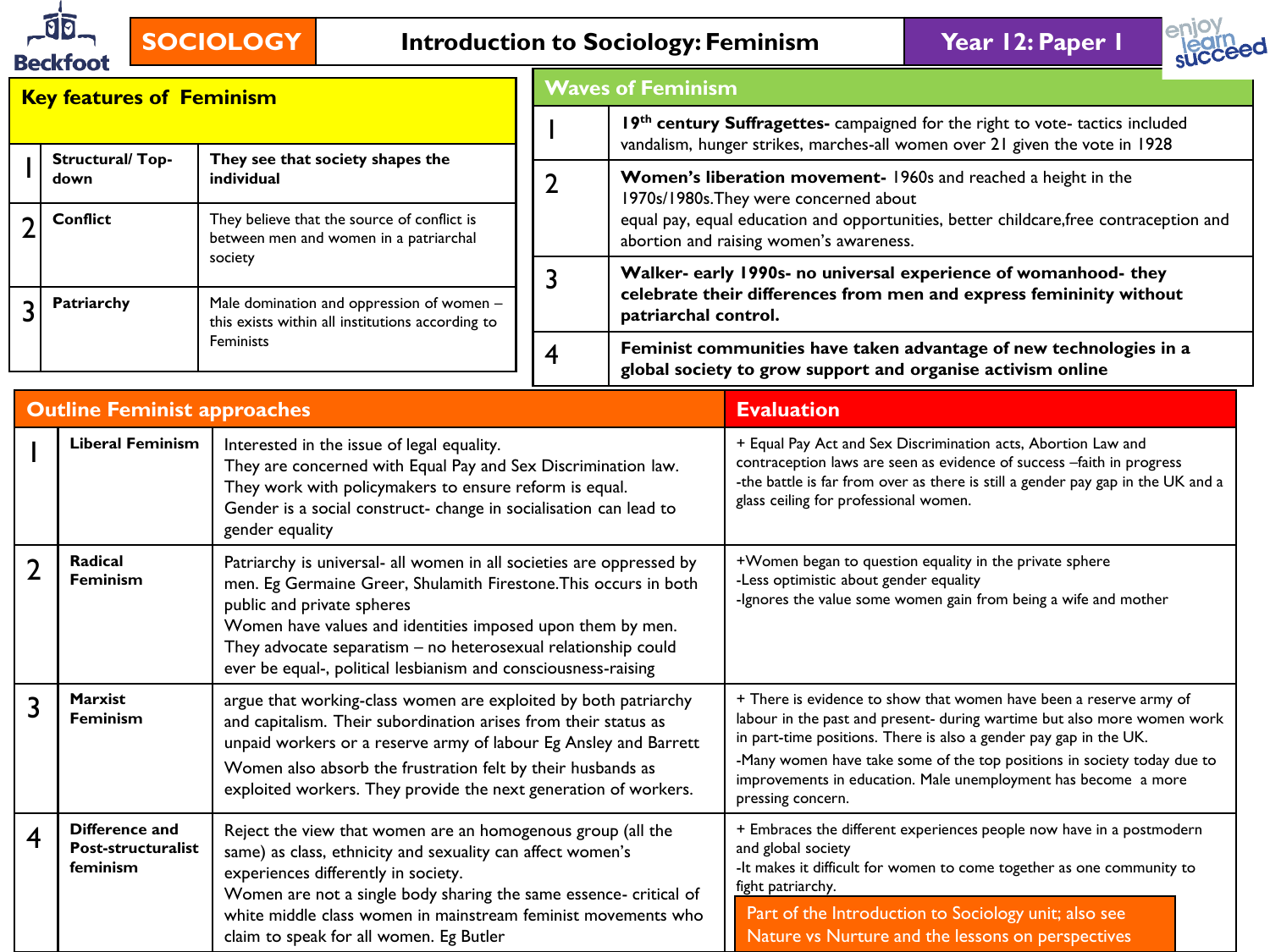# SOCIOLOGY — Introduction to Sociology: Feminism — Year 12: Paper 1

## Key features of Feminism

| | | |
|---|---|---|
| 1 | **Structural/ Top-down** | **They see that society shapes the individual** |
| 2 | **Conflict** | They believe that the source of conflict is between men and women in a patriarchal society |
| 3 | **Patriarchy** | Male domination and oppression of women – this exists within all institutions according to Feminists |

## Waves of Feminism

| | |
|---|---|
| 1 | **19th century Suffragettes-** campaigned for the right to vote- tactics included vandalism, hunger strikes, marches-all women over 21 given the vote in 1928 |
| 2 | **Women's liberation movement-** 1960s and reached a height in the 1970s/1980s.They were concerned about equal pay, equal education and opportunities, better childcare,free contraception and abortion and raising women's awareness. |
| 3 | **Walker- early 1990s- no universal experience of womanhood- they celebrate their differences from men and express femininity without patriarchal control.** |
| 4 | **Feminist communities have taken advantage of new technologies in a global society to grow support and organise activism online** |

## Outline Feminist approaches / Evaluation

| | Approach | Outline | Evaluation |
|---|---|---|---|
| 1 | **Liberal Feminism** | Interested in the issue of legal equality.<br>They are concerned with Equal Pay and Sex Discrimination law.<br>They work with policymakers to ensure reform is equal.<br>Gender is a social construct- change in socialisation can lead to gender equality | + Equal Pay Act and Sex Discrimination acts, Abortion Law and contraception laws are seen as evidence of success –faith in progress<br>-the battle is far from over as there is still a gender pay gap in the UK and a glass ceiling for professional women. |
| 2 | **Radical Feminism** | Patriarchy is universal- all women in all societies are oppressed by men. Eg Germaine Greer, Shulamith Firestone.This occurs in both public and private spheres<br>Women have values and identities imposed upon them by men.<br>They advocate separatism – no heterosexual relationship could ever be equal-, political lesbianism and consciousness-raising | +Women began to question equality in the private sphere<br>-Less optimistic about gender equality<br>-Ignores the value some women gain from being a wife and mother |
| 3 | **Marxist Feminism** | argue that working-class women are exploited by both patriarchy and capitalism. Their subordination arises from their status as unpaid workers or a reserve army of labour Eg Ansley and Barrett<br>Women also absorb the frustration felt by their husbands as exploited workers. They provide the next generation of workers. | + There is evidence to show that women have been a reserve army of labour in the past and present- during wartime but also more women work in part-time positions. There is also a gender pay gap in the UK.<br>-Many women have take some of the top positions in society today due to improvements in education. Male unemployment has become a more pressing concern. |
| 4 | **Difference and Post-structuralist feminism** | Reject the view that women are an homogenous group (all the same) as class, ethnicity and sexuality can affect women's experiences differently in society.<br>Women are not a single body sharing the same essence- critical of white middle class women in mainstream feminist movements who claim to speak for all women. Eg Butler | + Embraces the different experiences people now have in a postmodern and global society<br>-It makes it difficult for women to come together as one community to fight patriarchy. |

Part of the Introduction to Sociology unit; also see Nature vs Nurture and the lessons on perspectives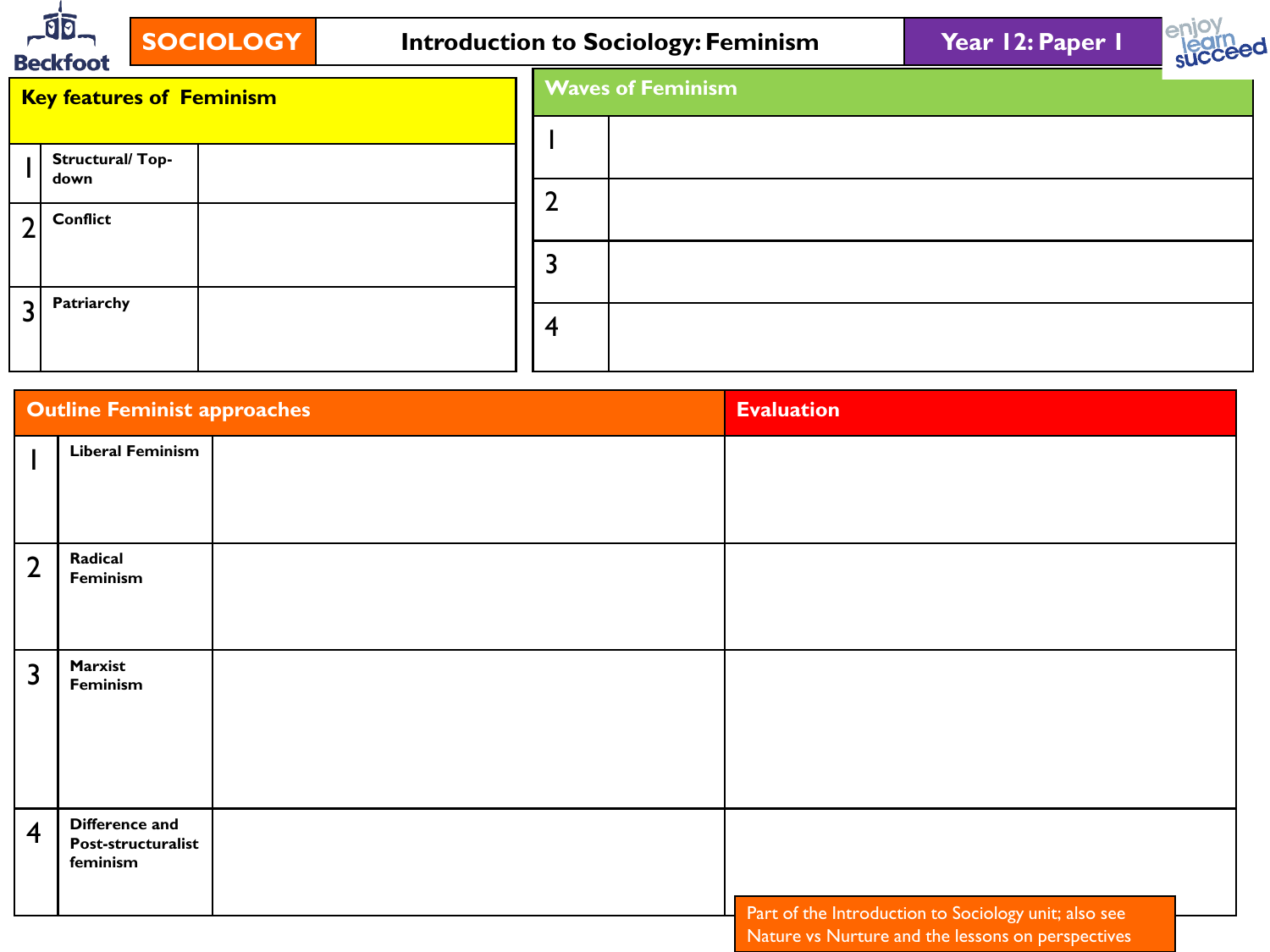# SOCIOLOGY — Introduction to Sociology: Feminism — Year 12: Paper 1

## Key features of Feminism

| | | |
|---|---|---|
| 1 | Structural/ Top-down | |
| 2 | Conflict | |
| 3 | Patriarchy | |

## Waves of Feminism

| | |
|---|---|
| 1 | |
| 2 | |
| 3 | |
| 4 | |

## Outline Feminist approaches

| | Outline Feminist approaches | | Evaluation |
|---|---|---|---|
| 1 | Liberal Feminism | | |
| 2 | Radical Feminism | | |
| 3 | Marxist Feminism | | |
| 4 | Difference and Post-structuralist feminism | | |

Part of the Introduction to Sociology unit; also see Nature vs Nurture and the lessons on perspectives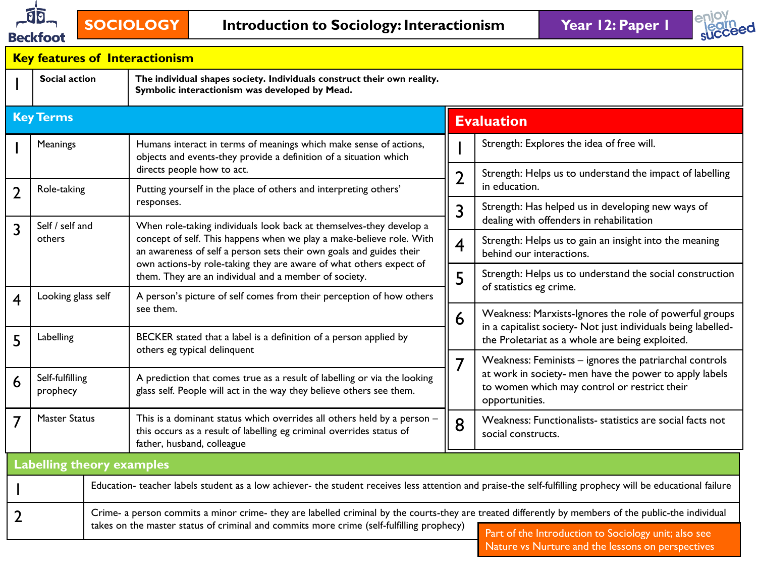# SOCIOLOGY — Introduction to Sociology: Interactionism — Year 12: Paper 1

## Key features of Interactionism

| | | |
|---|---|---|
| 1 | **Social action** | **The individual shapes society. Individuals construct their own reality. Symbolic interactionism was developed by Mead.** |

## Key Terms

| | | |
|---|---|---|
| 1 | Meanings | Humans interact in terms of meanings which make sense of actions, objects and events-they provide a definition of a situation which directs people how to act. |
| 2 | Role-taking | Putting yourself in the place of others and interpreting others' responses. |
| 3 | Self / self and others | When role-taking individuals look back at themselves-they develop a concept of self. This happens when we play a make-believe role. With an awareness of self a person sets their own goals and guides their own actions-by role-taking they are aware of what others expect of them. They are an individual and a member of society. |
| 4 | Looking glass self | A person's picture of self comes from their perception of how others see them. |
| 5 | Labelling | BECKER stated that a label is a definition of a person applied by others eg typical delinquent |
| 6 | Self-fulfilling prophecy | A prediction that comes true as a result of labelling or via the looking glass self. People will act in the way they believe others see them. |
| 7 | Master Status | This is a dominant status which overrides all others held by a person – this occurs as a result of labelling eg criminal overrides status of father, husband, colleague |

## Evaluation

| | |
|---|---|
| 1 | Strength: Explores the idea of free will. |
| 2 | Strength: Helps us to understand the impact of labelling in education. |
| 3 | Strength: Has helped us in developing new ways of dealing with offenders in rehabilitation |
| 4 | Strength: Helps us to gain an insight into the meaning behind our interactions. |
| 5 | Strength: Helps us to understand the social construction of statistics eg crime. |
| 6 | Weakness: Marxists-Ignores the role of powerful groups in a capitalist society- Not just individuals being labelled-the Proletariat as a whole are being exploited. |
| 7 | Weakness: Feminists – ignores the patriarchal controls at work in society- men have the power to apply labels to women which may control or restrict their opportunities. |
| 8 | Weakness: Functionalists- statistics are social facts not social constructs. |

## Labelling theory examples

| | |
|---|---|
| 1 | Education- teacher labels student as a low achiever- the student receives less attention and praise-the self-fulfilling prophecy will be educational failure |
| 2 | Crime- a person commits a minor crime- they are labelled criminal by the courts-they are treated differently by members of the public-the individual takes on the master status of criminal and commits more crime (self-fulfilling prophecy) |

Part of the Introduction to Sociology unit; also see Nature vs Nurture and the lessons on perspectives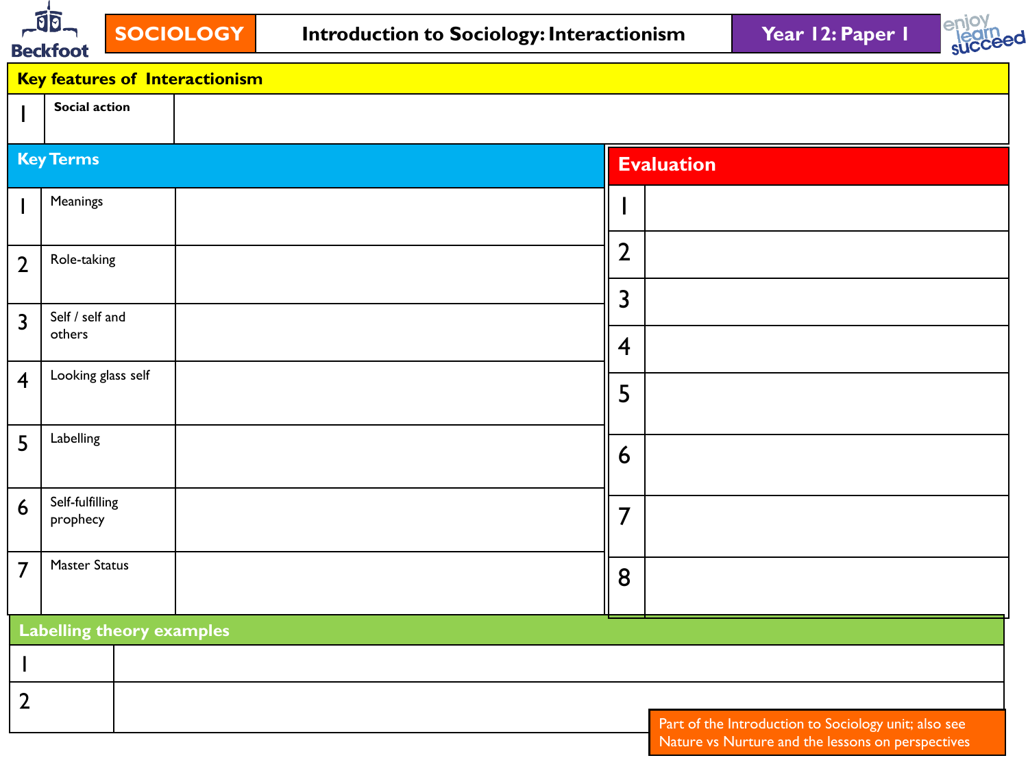**SOCIOLOGY** | **Introduction to Sociology: Interactionism** | **Year 12: Paper 1**

## Key features of Interactionism

| | | |
|---|---|---|
| 1 | **Social action** | |

## Key Terms

| | | |
|---|---|---|
| 1 | Meanings | |
| 2 | Role-taking | |
| 3 | Self / self and others | |
| 4 | Looking glass self | |
| 5 | Labelling | |
| 6 | Self-fulfilling prophecy | |
| 7 | Master Status | |

## Evaluation

| | |
|---|---|
| 1 | |
| 2 | |
| 3 | |
| 4 | |
| 5 | |
| 6 | |
| 7 | |
| 8 | |

## Labelling theory examples

| | |
|---|---|
| 1 | |
| 2 | |

Part of the Introduction to Sociology unit; also see Nature vs Nurture and the lessons on perspectives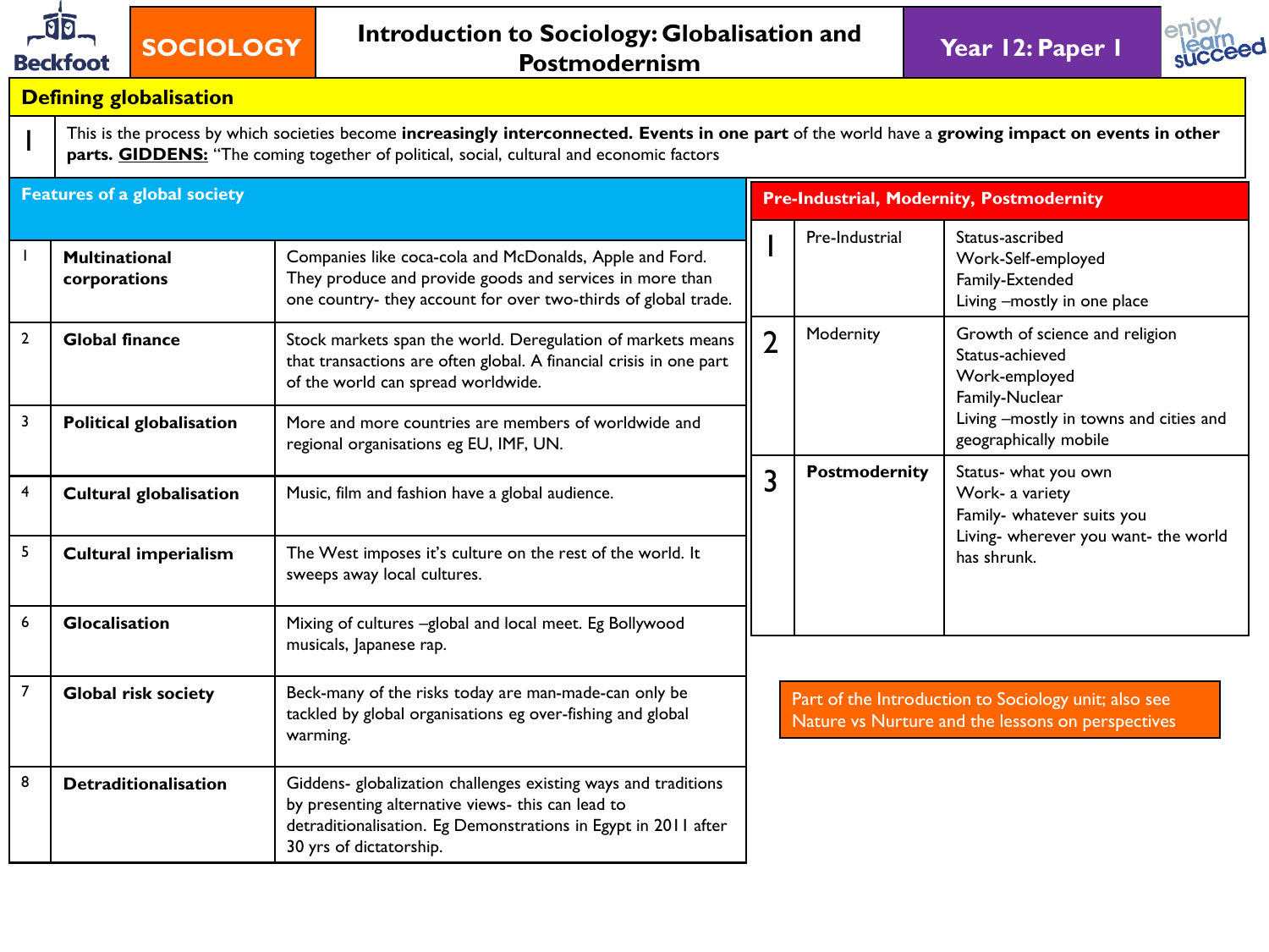# SOCIOLOGY — Introduction to Sociology: Globalisation and Postmodernism — Year 12: Paper 1

## Defining globalisation

| | |
|---|---|
| 1 | This is the process by which societies become **increasingly interconnected. Events in one part** of the world have a **growing impact on events in other parts. GIDDENS:** "The coming together of political, social, cultural and economic factors |

## Features of a global society

| | | |
|---|---|---|
| 1 | **Multinational corporations** | Companies like coca-cola and McDonalds, Apple and Ford. They produce and provide goods and services in more than one country- they account for over two-thirds of global trade. |
| 2 | **Global finance** | Stock markets span the world. Deregulation of markets means that transactions are often global. A financial crisis in one part of the world can spread worldwide. |
| 3 | **Political globalisation** | More and more countries are members of worldwide and regional organisations eg EU, IMF, UN. |
| 4 | **Cultural globalisation** | Music, film and fashion have a global audience. |
| 5 | **Cultural imperialism** | The West imposes it's culture on the rest of the world. It sweeps away local cultures. |
| 6 | **Glocalisation** | Mixing of cultures –global and local meet. Eg Bollywood musicals, Japanese rap. |
| 7 | **Global risk society** | Beck-many of the risks today are man-made-can only be tackled by global organisations eg over-fishing and global warming. |
| 8 | **Detraditionalisation** | Giddens- globalization challenges existing ways and traditions by presenting alternative views- this can lead to detraditionalisation. Eg Demonstrations in Egypt in 2011 after 30 yrs of dictatorship. |

## Pre-Industrial, Modernity, Postmodernity

| | | |
|---|---|---|
| 1 | Pre-Industrial | Status-ascribed<br>Work-Self-employed<br>Family-Extended<br>Living –mostly in one place |
| 2 | Modernity | Growth of science and religion<br>Status-achieved<br>Work-employed<br>Family-Nuclear<br>Living –mostly in towns and cities and geographically mobile |
| 3 | **Postmodernity** | Status- what you own<br>Work- a variety<br>Family- whatever suits you<br>Living- wherever you want- the world has shrunk. |

Part of the Introduction to Sociology unit; also see Nature vs Nurture and the lessons on perspectives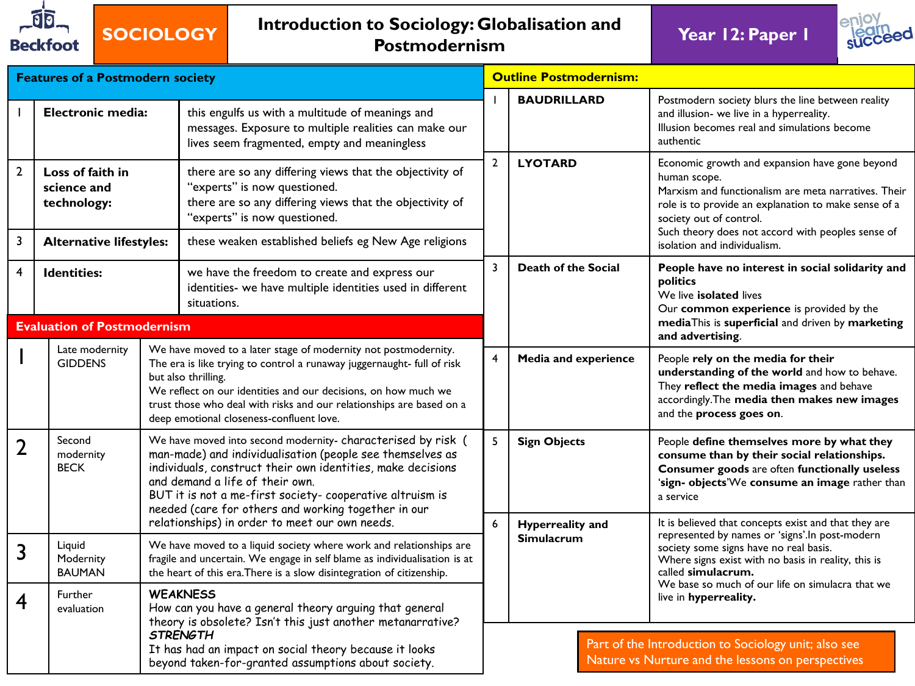# SOCIOLOGY — Introduction to Sociology: Globalisation and Postmodernism — Year 12: Paper 1

## Features of a Postmodern society

| | | |
|---|---|---|
| 1 | **Electronic media:** | this engulfs us with a multitude of meanings and messages. Exposure to multiple realities can make our lives seem fragmented, empty and meaningless |
| 2 | **Loss of faith in science and technology:** | there are so any differing views that the objectivity of "experts" is now questioned. there are so any differing views that the objectivity of "experts" is now questioned. |
| 3 | **Alternative lifestyles:** | these weaken established beliefs eg New Age religions |
| 4 | **Identities:** | we have the freedom to create and express our identities- we have multiple identities used in different situations. |

## Evaluation of Postmodernism

| | | |
|---|---|---|
| 1 | Late modernity GIDDENS | We have moved to a later stage of modernity not postmodernity. The era is like trying to control a runaway juggernaught- full of risk but also thrilling. We reflect on our identities and our decisions, on how much we trust those who deal with risks and our relationships are based on a deep emotional closeness-confluent love. |
| 2 | Second modernity BECK | We have moved into second modernity- characterised by risk ( man-made) and individualisation (people see themselves as individuals, construct their own identities, make decisions and demand a life of their own. BUT it is not a me-first society- cooperative altruism is needed (care for others and working together in our relationships) in order to meet our own needs. |
| 3 | Liquid Modernity BAUMAN | We have moved to a liquid society where work and relationships are fragile and uncertain. We engage in self blame as individualisation is at the heart of this era.There is a slow disintegration of citizenship. |
| 4 | Further evaluation | WEAKNESS How can you have a general theory arguing that general theory is obsolete? Isn't this just another metanarrative? *STRENGTH* It has had an impact on social theory because it looks beyond taken-for-granted assumptions about society. |

## Outline Postmodernism:

| | | |
|---|---|---|
| 1 | **BAUDRILLARD** | Postmodern society blurs the line between reality and illusion- we live in a hyperreality. Illusion becomes real and simulations become authentic |
| 2 | **LYOTARD** | Economic growth and expansion have gone beyond human scope. Marxism and functionalism are meta narratives. Their role is to provide an explanation to make sense of a society out of control. Such theory does not accord with peoples sense of isolation and individualism. |
| 3 | **Death of the Social** | **People have no interest in social solidarity and politics** We live **isolated** lives Our **common experience** is provided by the **media**This is **superficial** and driven by **marketing and advertising**. |
| 4 | **Media and experience** | People **rely on the media for their understanding of the world** and how to behave. They **reflect the media images** and behave accordingly.The **media then makes new images** and the **process goes on**. |
| 5 | **Sign Objects** | People **define themselves more by what they consume than by their social relationships. Consumer goods** are often **functionally useless** '**sign- objects**'We **consume an image** rather than a service |
| 6 | **Hyperreality and Simulacrum** | It is believed that concepts exist and that they are represented by names or 'signs'.In post-modern society some signs have no real basis. Where signs exist with no basis in reality, this is called **simulacrum.** We base so much of our life on simulacra that we live in **hyperreality.** |

Part of the Introduction to Sociology unit; also see Nature vs Nurture and the lessons on perspectives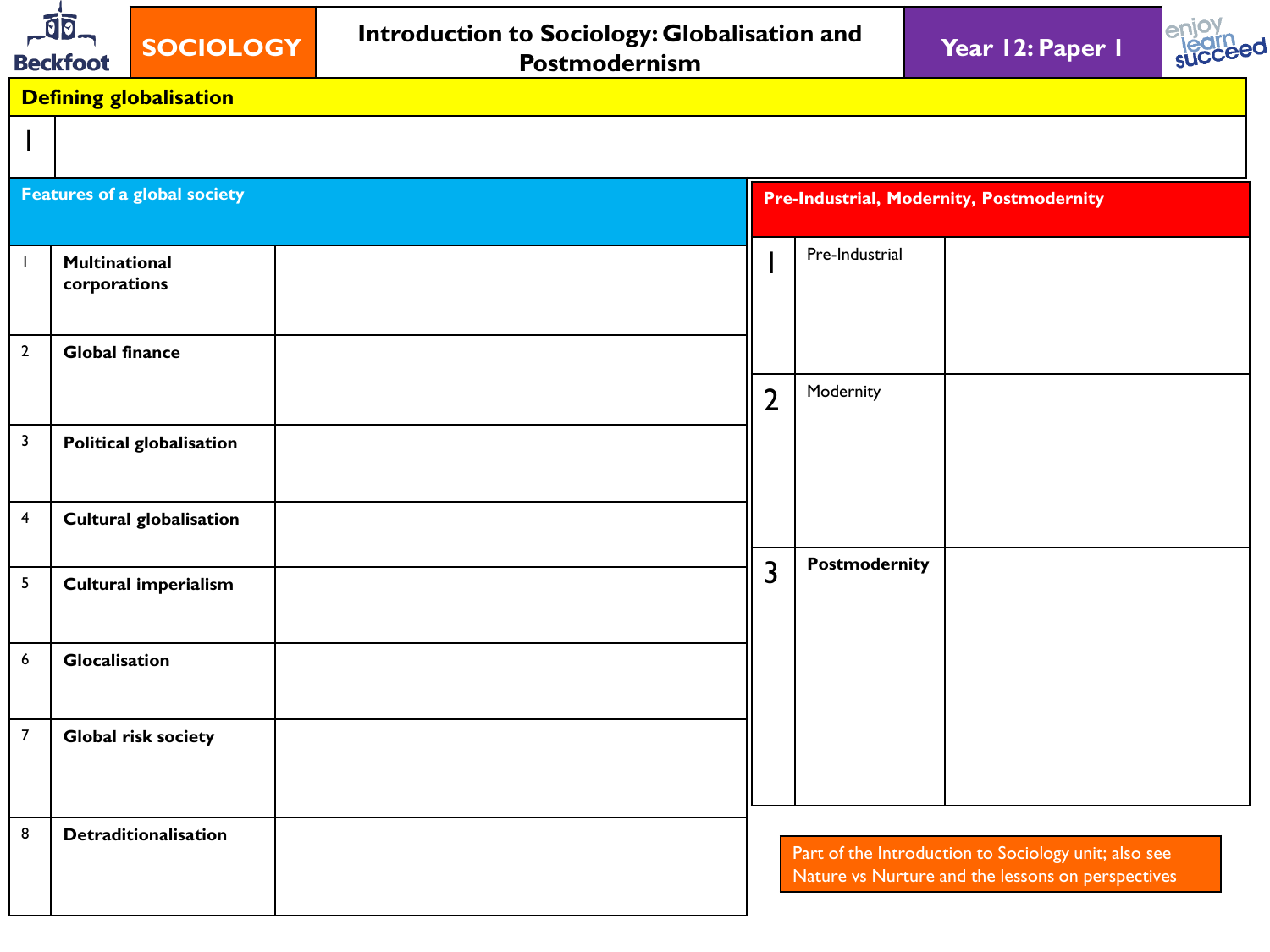# SOCIOLOGY — Introduction to Sociology: Globalisation and Postmodernism — Year 12: Paper 1

## Defining globalisation

| 1 | |
|---|---|

## Features of a global society

| | | |
|---|---|---|
| 1 | **Multinational corporations** | |
| 2 | **Global finance** | |
| 3 | **Political globalisation** | |
| 4 | **Cultural globalisation** | |
| 5 | **Cultural imperialism** | |
| 6 | **Glocalisation** | |
| 7 | **Global risk society** | |
| 8 | **Detraditionalisation** | |

## Pre-Industrial, Modernity, Postmodernity

| | | |
|---|---|---|
| 1 | Pre-Industrial | |
| 2 | Modernity | |
| 3 | **Postmodernity** | |

Part of the Introduction to Sociology unit; also see Nature vs Nurture and the lessons on perspectives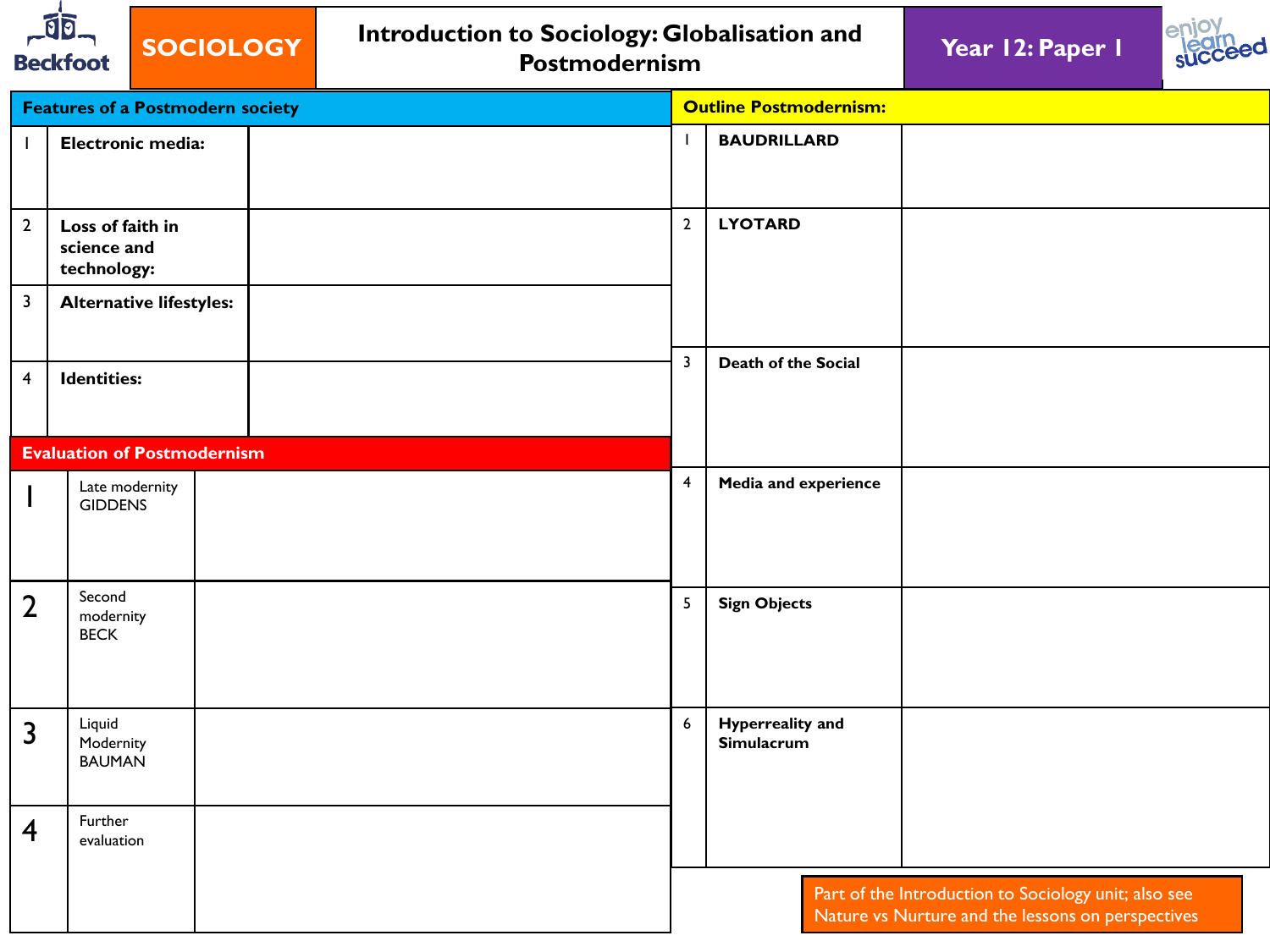Beckfoot

# SOCIOLOGY

## Introduction to Sociology: Globalisation and Postmodernism

**Year 12: Paper 1**

enjoy learn succeed

### Features of a Postmodern society

| | | |
|---|---|---|
| 1 | **Electronic media:** | |
| 2 | **Loss of faith in science and technology:** | |
| 3 | **Alternative lifestyles:** | |
| 4 | **Identities:** | |

### Evaluation of Postmodernism

| | | |
|---|---|---|
| 1 | Late modernity GIDDENS | |
| 2 | Second modernity BECK | |
| 3 | Liquid Modernity BAUMAN | |
| 4 | Further evaluation | |

### Outline Postmodernism:

| | | |
|---|---|---|
| 1 | **BAUDRILLARD** | |
| 2 | **LYOTARD** | |
| 3 | **Death of the Social** | |
| 4 | **Media and experience** | |
| 5 | **Sign Objects** | |
| 6 | **Hyperreality and Simulacrum** | |

Part of the Introduction to Sociology unit; also see Nature vs Nurture and the lessons on perspectives